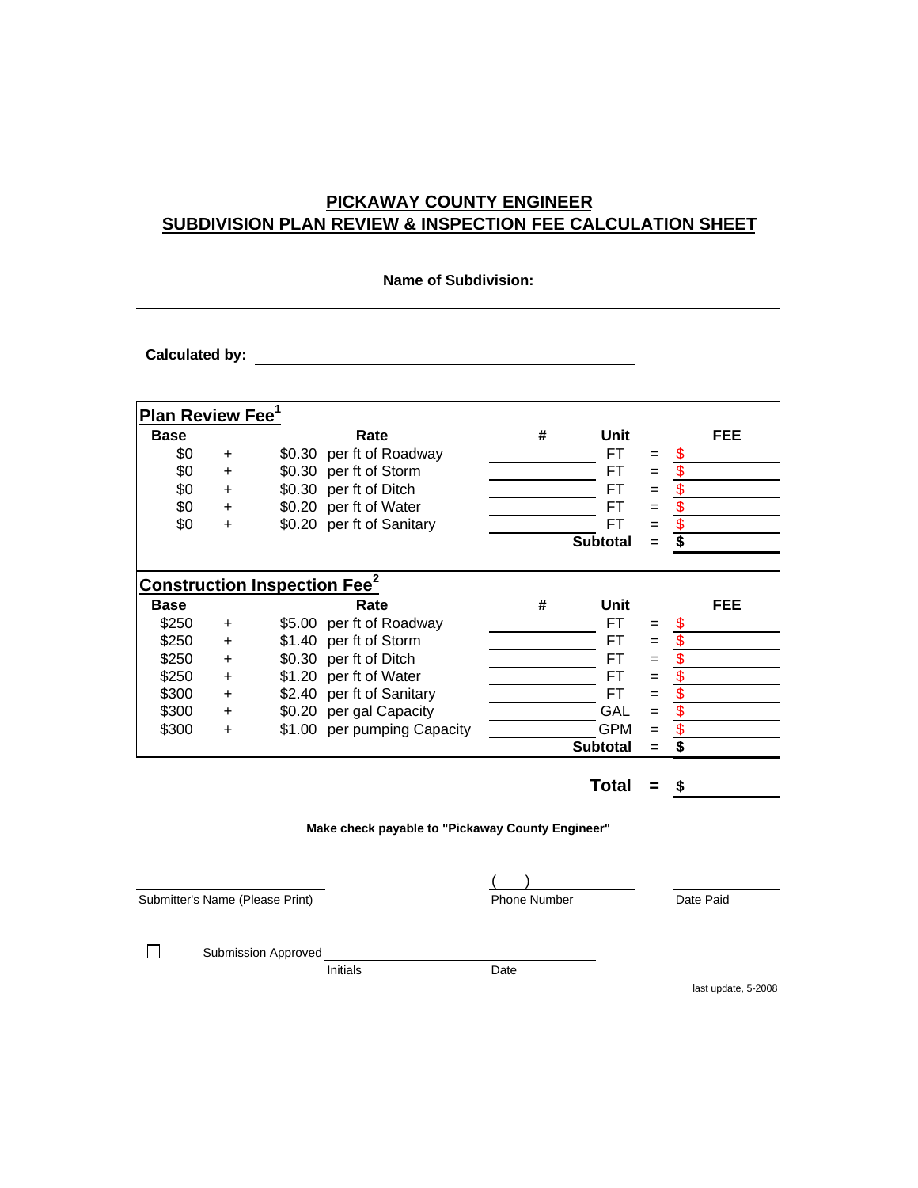# PICKAWAY COUNTY ENGINEER
# SUBDIVISION PLAN REVIEW & INSPECTION FEE CALCULATION SHEET

**Name of Subdivision:** ______________________________

**Calculated by:** ______________________________

## Plan Review Fee[1]

| Base | | Rate | | # | Unit | | FEE |
|---|---|---|---|---|---|---|---|
| $0 | + | $0.30 | per ft of Roadway | | FT | = | $ |
| $0 | + | $0.30 | per ft of Storm | | FT | = | $ |
| $0 | + | $0.30 | per ft of Ditch | | FT | = | $ |
| $0 | + | $0.20 | per ft of Water | | FT | = | $ |
| $0 | + | $0.20 | per ft of Sanitary | | FT | = | $ |
| | | | | | **Subtotal** | **=** | **$** |

## Construction Inspection Fee[2]

| Base | | Rate | | # | Unit | | FEE |
|---|---|---|---|---|---|---|---|
| $250 | + | $5.00 | per ft of Roadway | | FT | = | $ |
| $250 | + | $1.40 | per ft of Storm | | FT | = | $ |
| $250 | + | $0.30 | per ft of Ditch | | FT | = | $ |
| $250 | + | $1.20 | per ft of Water | | FT | = | $ |
| $300 | + | $2.40 | per ft of Sanitary | | FT | = | $ |
| $300 | + | $0.20 | per gal Capacity | | GAL | = | $ |
| $300 | + | $1.00 | per pumping Capacity | | GPM | = | $ |
| | | | | | **Subtotal** | **=** | **$** |

**Total = $** __________

**Make check payable to "Pickaway County Engineer"**

| ______________________________ | ( ) ______________________________ | ______________________________ |
|---|---|---|
| Submitter's Name (Please Print) | Phone Number | Date Paid |

☐ Submission Approved ______________________________

Initials Date

last update, 5-2008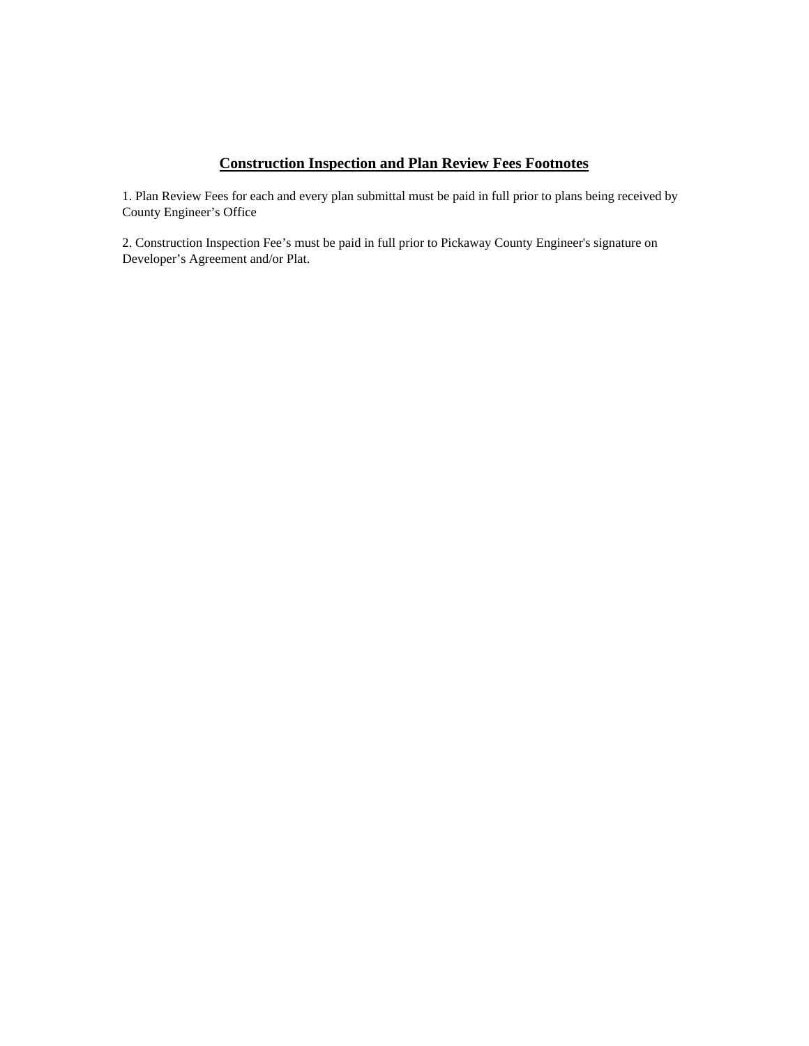## **Construction Inspection and Plan Review Fees Footnotes**

1. Plan Review Fees for each and every plan submittal must be paid in full prior to plans being received by County Engineer's Office

2. Construction Inspection Fee's must be paid in full prior to Pickaway County Engineer's signature on Developer's Agreement and/or Plat.